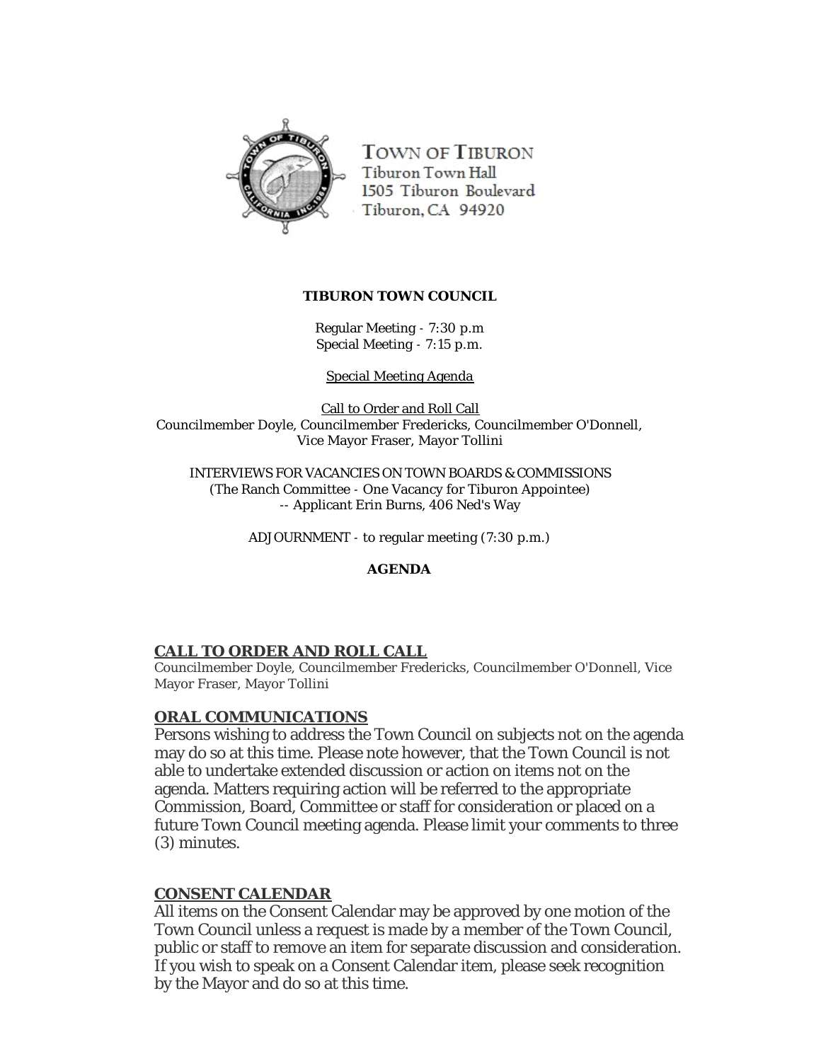TOWN OF TIBURON
Tiburon Town Hall
1505 Tiburon Boulevard
Tiburon, CA 94920

**TIBURON TOWN COUNCIL**

Regular Meeting - 7:30 p.m
Special Meeting - 7:15 p.m.

Special Meeting Agenda

Call to Order and Roll Call
Councilmember Doyle, Councilmember Fredericks, Councilmember O'Donnell, Vice Mayor Fraser, Mayor Tollini

INTERVIEWS FOR VACANCIES ON TOWN BOARDS & COMMISSIONS
(The Ranch Committee - One Vacancy for Tiburon Appointee)
-- Applicant Erin Burns, 406 Ned's Way

ADJOURNMENT - to regular meeting (7:30 p.m.)

**AGENDA**

## CALL TO ORDER AND ROLL CALL

Councilmember Doyle, Councilmember Fredericks, Councilmember O'Donnell, Vice Mayor Fraser, Mayor Tollini

## ORAL COMMUNICATIONS

Persons wishing to address the Town Council on subjects not on the agenda may do so at this time. Please note however, that the Town Council is not able to undertake extended discussion or action on items not on the agenda. Matters requiring action will be referred to the appropriate Commission, Board, Committee or staff for consideration or placed on a future Town Council meeting agenda. Please limit your comments to three (3) minutes.

## CONSENT CALENDAR

All items on the Consent Calendar may be approved by one motion of the Town Council unless a request is made by a member of the Town Council, public or staff to remove an item for separate discussion and consideration. If you wish to speak on a Consent Calendar item, please seek recognition by the Mayor and do so at this time.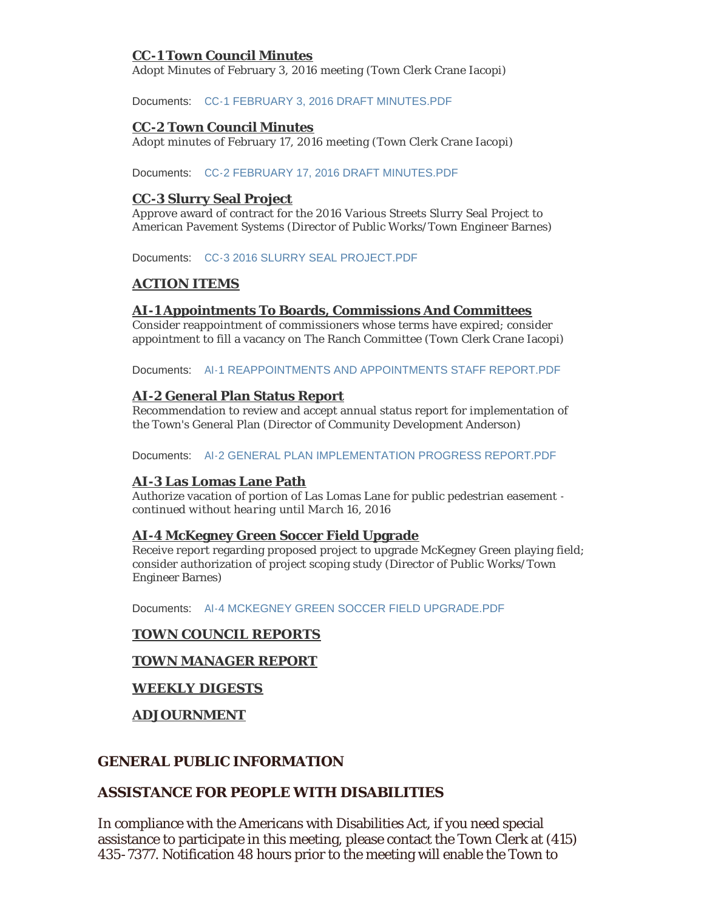### CC-1 Town Council Minutes

Adopt Minutes of February 3, 2016 meeting (Town Clerk Crane Iacopi)

Documents: CC-1 FEBRUARY 3, 2016 DRAFT MINUTES.PDF

### CC-2 Town Council Minutes

Adopt minutes of February 17, 2016 meeting (Town Clerk Crane Iacopi)

Documents: CC-2 FEBRUARY 17, 2016 DRAFT MINUTES.PDF

### CC-3 Slurry Seal Project

Approve award of contract for the 2016 Various Streets Slurry Seal Project to American Pavement Systems (Director of Public Works/Town Engineer Barnes)

Documents: CC-3 2016 SLURRY SEAL PROJECT.PDF

## ACTION ITEMS

### AI-1 Appointments To Boards, Commissions And Committees

Consider reappointment of commissioners whose terms have expired; consider appointment to fill a vacancy on The Ranch Committee (Town Clerk Crane Iacopi)

Documents: AI-1 REAPPOINTMENTS AND APPOINTMENTS STAFF REPORT.PDF

### AI-2 General Plan Status Report

Recommendation to review and accept annual status report for implementation of the Town's General Plan (Director of Community Development Anderson)

Documents: AI-2 GENERAL PLAN IMPLEMENTATION PROGRESS REPORT.PDF

### AI-3 Las Lomas Lane Path

Authorize vacation of portion of Las Lomas Lane for public pedestrian easement - *continued without hearing until March 16, 2016*

### AI-4 McKegney Green Soccer Field Upgrade

Receive report regarding proposed project to upgrade McKegney Green playing field; consider authorization of project scoping study (Director of Public Works/Town Engineer Barnes)

Documents: AI-4 MCKEGNEY GREEN SOCCER FIELD UPGRADE.PDF

## TOWN COUNCIL REPORTS

## TOWN MANAGER REPORT

## WEEKLY DIGESTS

## ADJOURNMENT

## GENERAL PUBLIC INFORMATION

## ASSISTANCE FOR PEOPLE WITH DISABILITIES

In compliance with the Americans with Disabilities Act, if you need special assistance to participate in this meeting, please contact the Town Clerk at (415) 435-7377. Notification 48 hours prior to the meeting will enable the Town to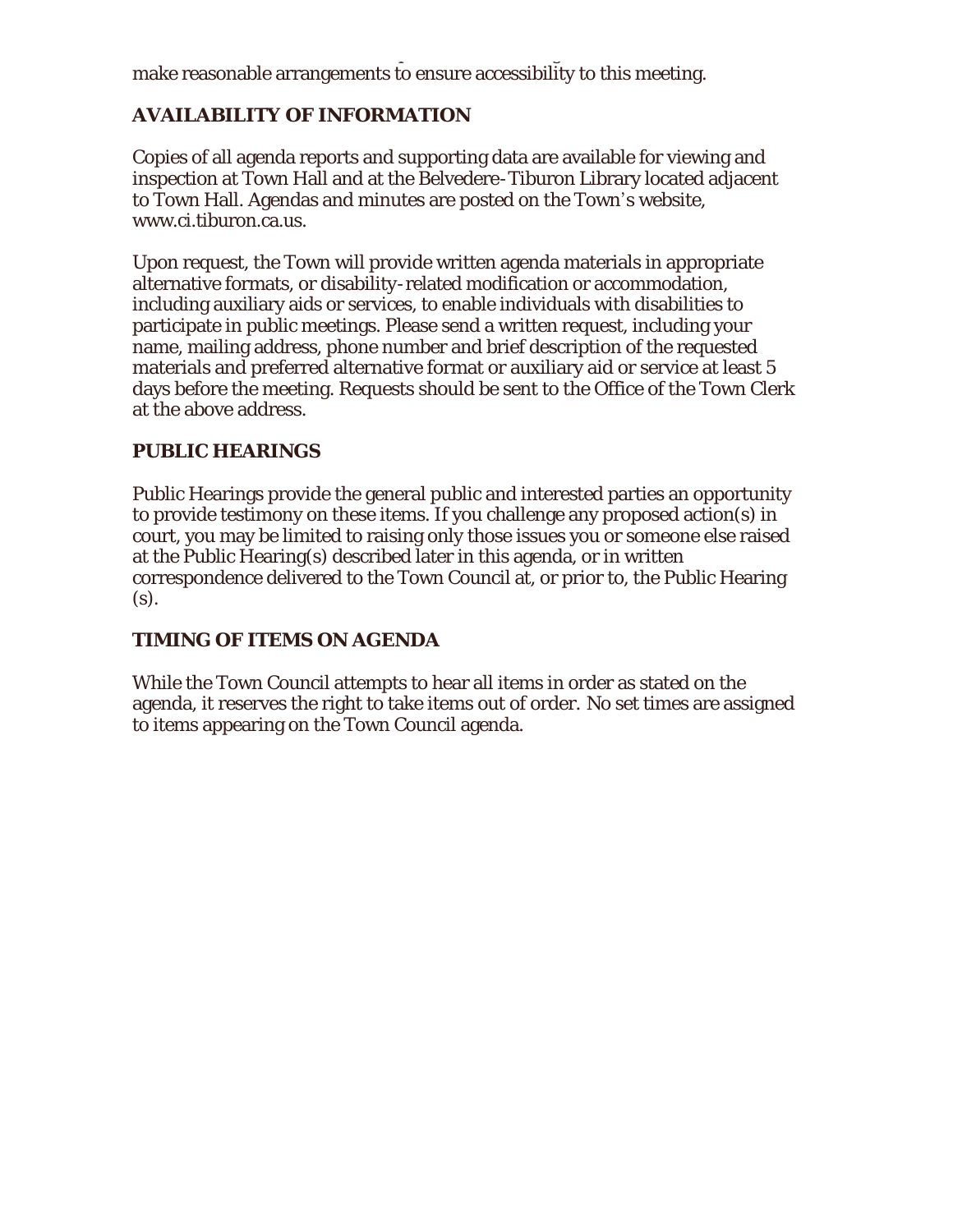make reasonable arrangements to ensure accessibility to this meeting.

## AVAILABILITY OF INFORMATION

Copies of all agenda reports and supporting data are available for viewing and inspection at Town Hall and at the Belvedere-Tiburon Library located adjacent to Town Hall. Agendas and minutes are posted on the Town's website, www.ci.tiburon.ca.us.

Upon request, the Town will provide written agenda materials in appropriate alternative formats, or disability-related modification or accommodation, including auxiliary aids or services, to enable individuals with disabilities to participate in public meetings. Please send a written request, including your name, mailing address, phone number and brief description of the requested materials and preferred alternative format or auxiliary aid or service at least 5 days before the meeting. Requests should be sent to the Office of the Town Clerk at the above address.

## PUBLIC HEARINGS

Public Hearings provide the general public and interested parties an opportunity to provide testimony on these items. If you challenge any proposed action(s) in court, you may be limited to raising only those issues you or someone else raised at the Public Hearing(s) described later in this agenda, or in written correspondence delivered to the Town Council at, or prior to, the Public Hearing (s).

## TIMING OF ITEMS ON AGENDA

While the Town Council attempts to hear all items in order as stated on the agenda, it reserves the right to take items out of order. No set times are assigned to items appearing on the Town Council agenda.